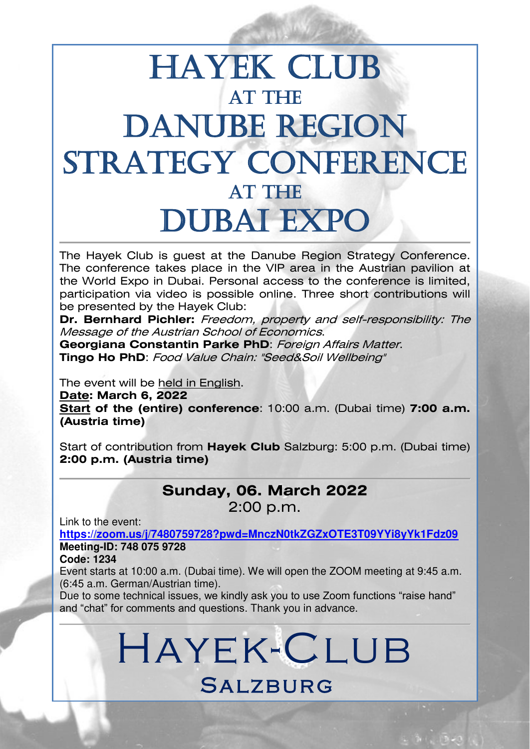# Hayek Club at the Danube Region Strategy Conference at the Dubai Expo

The Hayek Club is guest at the Danube Region Strategy Conference. The conference takes place in the VIP area in the Austrian pavilion at the World Expo in Dubai. Personal access to the conference is limited, participation via video is possible online. Three short contributions will be presented by the Hayek Club:

**Dr. Bernhard Pichler:** *Freedom, property and self-responsibility: The Message of the Austrian School of Economics*.

**Georgiana Constantin Parke PhD**: *Foreign Affairs Matter*.

**Tingo Ho PhD**: *Food Value Chain: "Seed&Soil Wellbeing"*

The event will be held in English.

**Date: March 6, 2022**

**Start of the (entire) conference**: 10:00 a.m. (Dubai time) **7:00 a.m. (Austria time)**

Start of contribution from **Hayek Club** Salzburg: 5:00 p.m. (Dubai time) **2:00 p.m. (Austria time)**

---

## Sunday, 06. March 2022

2:00 p.m.

Link to the event:

**https://zoom.us/j/7480759728?pwd=MnczN0tkZGZxOTE3T09YYi8yYk1Fdz09**

**Meeting-ID: 748 075 9728**

**Code: 1234**

Event starts at 10:00 a.m. (Dubai time). We will open the ZOOM meeting at 9:45 a.m. (6:45 a.m. German/Austrian time).

Due to some technical issues, we kindly ask you to use Zoom functions "raise hand" and "chat" for comments and questions. Thank you in advance.

---

# Hayek-Club Salzburg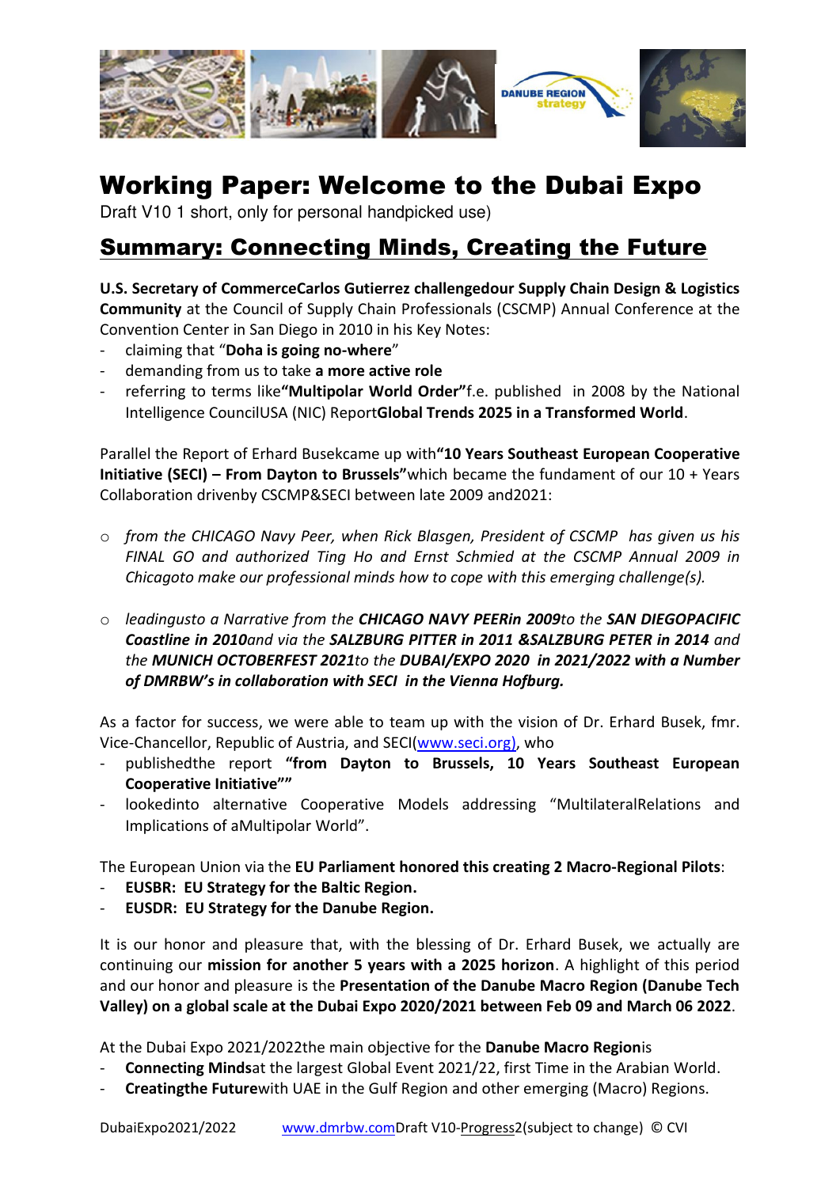# Working Paper: Welcome to the Dubai Expo

Draft V10 1 short, only for personal handpicked use)

## Summary: Connecting Minds, Creating the Future

**U.S. Secretary of CommerceCarlos Gutierrez challengedour Supply Chain Design & Logistics Community** at the Council of Supply Chain Professionals (CSCMP) Annual Conference at the Convention Center in San Diego in 2010 in his Key Notes:

- claiming that "**Doha is going no-where**"
- demanding from us to take **a more active role**
- referring to terms like**"Multipolar World Order"**f.e. published in 2008 by the National Intelligence CouncilUSA (NIC) Report**Global Trends 2025 in a Transformed World**.

Parallel the Report of Erhard Busekcame up with**"10 Years Southeast European Cooperative Initiative (SECI) – From Dayton to Brussels"**which became the fundament of our 10 + Years Collaboration drivenby CSCMP&SECI between late 2009 and2021:

- *from the CHICAGO Navy Peer, when Rick Blasgen, President of CSCMP has given us his FINAL GO and authorized Ting Ho and Ernst Schmied at the CSCMP Annual 2009 in Chicagoto make our professional minds how to cope with this emerging challenge(s).*
- *leadingusto a Narrative from the **CHICAGO NAVY PEERin 2009**to the **SAN DIEGOPACIFIC Coastline in 2010**and via the **SALZBURG PITTER in 2011 &SALZBURG PETER in 2014** and the **MUNICH OCTOBERFEST 2021**to the **DUBAI/EXPO 2020 in 2021/2022 with a Number of DMRBW's in collaboration with SECI in the Vienna Hofburg.***

As a factor for success, we were able to team up with the vision of Dr. Erhard Busek, fmr. Vice-Chancellor, Republic of Austria, and SECI(www.seci.org), who

- publishedthe report **"from Dayton to Brussels, 10 Years Southeast European Cooperative Initiative""**
- lookedinto alternative Cooperative Models addressing "MultilateralRelations and Implications of aMultipolar World".

The European Union via the **EU Parliament honored this creating 2 Macro-Regional Pilots**:

- **EUSBR: EU Strategy for the Baltic Region.**
- **EUSDR: EU Strategy for the Danube Region.**

It is our honor and pleasure that, with the blessing of Dr. Erhard Busek, we actually are continuing our **mission for another 5 years with a 2025 horizon**. A highlight of this period and our honor and pleasure is the **Presentation of the Danube Macro Region (Danube Tech Valley) on a global scale at the Dubai Expo 2020/2021 between Feb 09 and March 06 2022**.

At the Dubai Expo 2021/2022the main objective for the **Danube Macro Region**is

- **Connecting Minds**at the largest Global Event 2021/22, first Time in the Arabian World.
- **Creatingthe Future**with UAE in the Gulf Region and other emerging (Macro) Regions.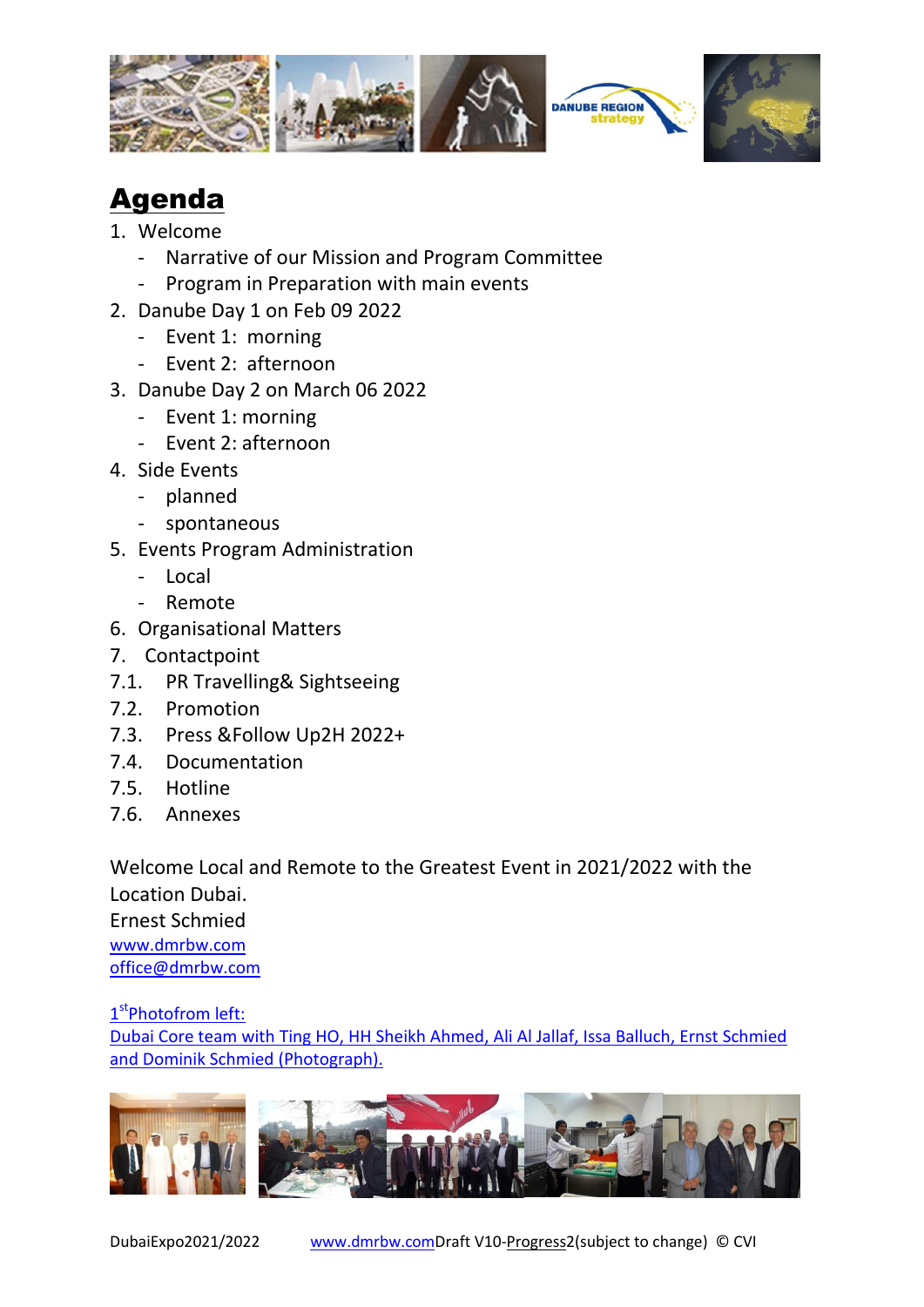# Agenda

1. Welcome
   - Narrative of our Mission and Program Committee
   - Program in Preparation with main events
2. Danube Day 1 on Feb 09 2022
   - Event 1: morning
   - Event 2: afternoon
3. Danube Day 2 on March 06 2022
   - Event 1: morning
   - Event 2: afternoon
4. Side Events
   - planned
   - spontaneous
5. Events Program Administration
   - Local
   - Remote
6. Organisational Matters
7. Contactpoint

7.1. PR Travelling& Sightseeing

7.2. Promotion

7.3. Press &Follow Up2H 2022+

7.4. Documentation

7.5. Hotline

7.6. Annexes

Welcome Local and Remote to the Greatest Event in 2021/2022 with the Location Dubai.
Ernest Schmied
www.dmrbw.com
office@dmrbw.com

1[st]Photofrom left:
Dubai Core team with Ting HO, HH Sheikh Ahmed, Ali Al Jallaf, Issa Balluch, Ernst Schmied and Dominik Schmied (Photograph).

DubaiExpo2021/2022 www.dmrbw.comDraft V10-Progress2(subject to change) © CVI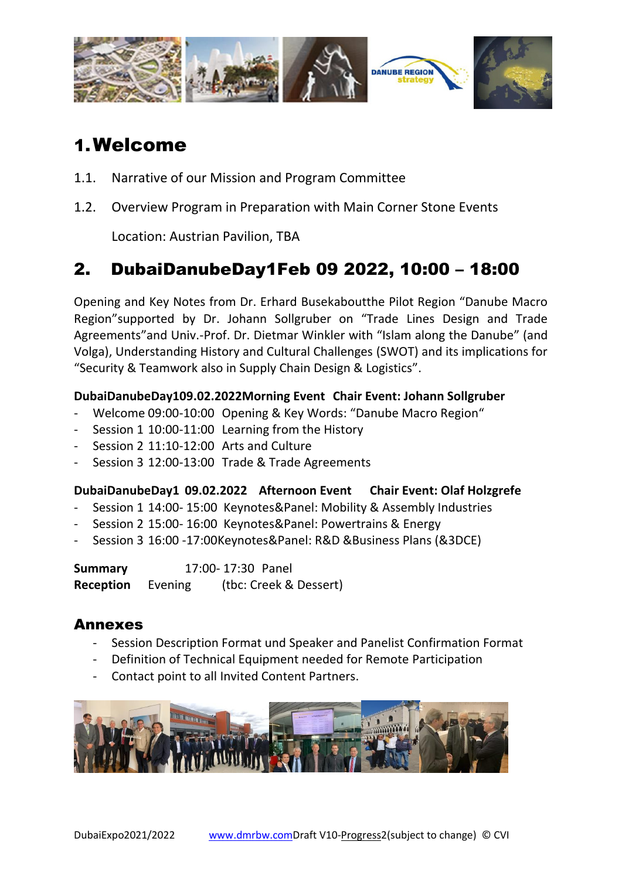# 1. Welcome

1.1. Narrative of our Mission and Program Committee

1.2. Overview Program in Preparation with Main Corner Stone Events

Location: Austrian Pavilion, TBA

# 2. DubaiDanubeDay1Feb 09 2022, 10:00 – 18:00

Opening and Key Notes from Dr. Erhard Busekaboutthe Pilot Region "Danube Macro Region"supported by Dr. Johann Sollgruber on "Trade Lines Design and Trade Agreements"and Univ.-Prof. Dr. Dietmar Winkler with "Islam along the Danube" (and Volga), Understanding History and Cultural Challenges (SWOT) and its implications for "Security & Teamwork also in Supply Chain Design & Logistics".

**DubaiDanubeDay109.02.2022Morning Event Chair Event: Johann Sollgruber**

- Welcome 09:00-10:00 Opening & Key Words: "Danube Macro Region"
- Session 1 10:00-11:00 Learning from the History
- Session 2 11:10-12:00 Arts and Culture
- Session 3 12:00-13:00 Trade & Trade Agreements

**DubaiDanubeDay1 09.02.2022 Afternoon Event Chair Event: Olaf Holzgrefe**

- Session 1 14:00- 15:00 Keynotes&Panel: Mobility & Assembly Industries
- Session 2 15:00- 16:00 Keynotes&Panel: Powertrains & Energy
- Session 3 16:00 -17:00Keynotes&Panel: R&D &Business Plans (&3DCE)

**Summary** 17:00- 17:30 Panel
**Reception** Evening (tbc: Creek & Dessert)

## Annexes

- Session Description Format und Speaker and Panelist Confirmation Format
- Definition of Technical Equipment needed for Remote Participation
- Contact point to all Invited Content Partners.

DubaiExpo2021/2022 www.dmrbw.comDraft V10-Progress2(subject to change) © CVI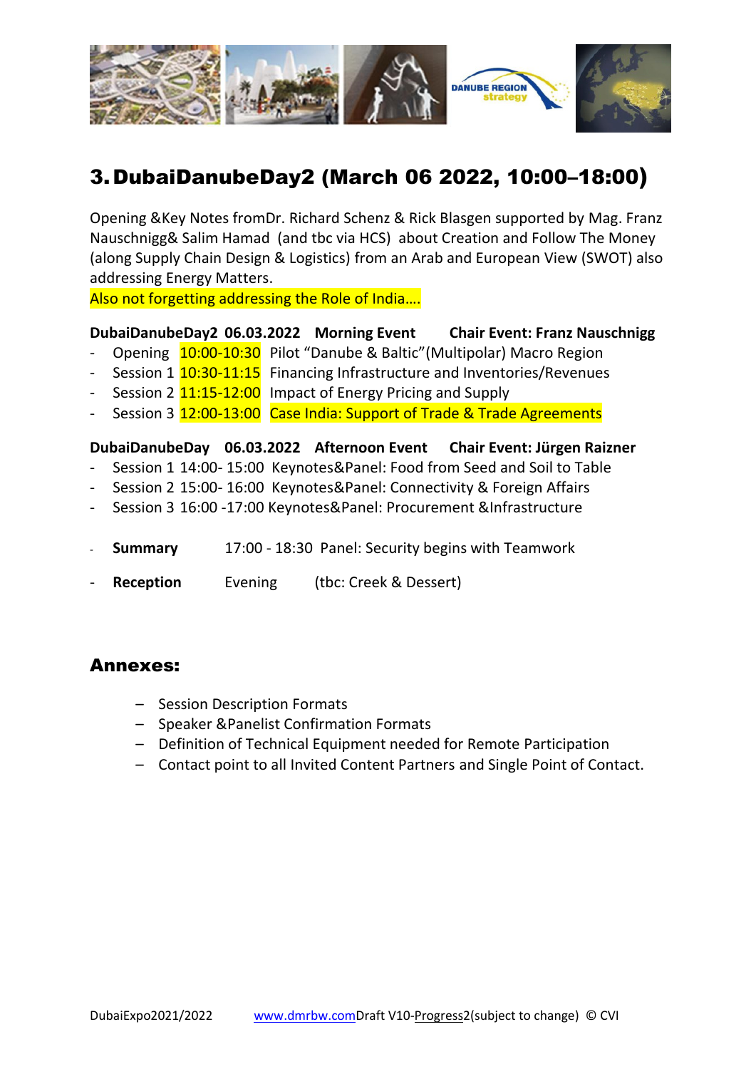## 3. DubaiDanubeDay2 (March 06 2022, 10:00–18:00)

Opening &Key Notes fromDr. Richard Schenz & Rick Blasgen supported by Mag. Franz Nauschnigg& Salim Hamad (and tbc via HCS) about Creation and Follow The Money (along Supply Chain Design & Logistics) from an Arab and European View (SWOT) also addressing Energy Matters.
Also not forgetting addressing the Role of India….

**DubaiDanubeDay2 06.03.2022 Morning Event Chair Event: Franz Nauschnigg**

- Opening 10:00-10:30 Pilot "Danube & Baltic"(Multipolar) Macro Region
- Session 1 10:30-11:15 Financing Infrastructure and Inventories/Revenues
- Session 2 11:15-12:00 Impact of Energy Pricing and Supply
- Session 3 12:00-13:00 Case India: Support of Trade & Trade Agreements

**DubaiDanubeDay 06.03.2022 Afternoon Event Chair Event: Jürgen Raizner**

- Session 1 14:00- 15:00 Keynotes&Panel: Food from Seed and Soil to Table
- Session 2 15:00- 16:00 Keynotes&Panel: Connectivity & Foreign Affairs
- Session 3 16:00 -17:00 Keynotes&Panel: Procurement &Infrastructure

- **Summary** 17:00 - 18:30 Panel: Security begins with Teamwork
- **Reception** Evening (tbc: Creek & Dessert)

## Annexes:

- Session Description Formats
- Speaker &Panelist Confirmation Formats
- Definition of Technical Equipment needed for Remote Participation
- Contact point to all Invited Content Partners and Single Point of Contact.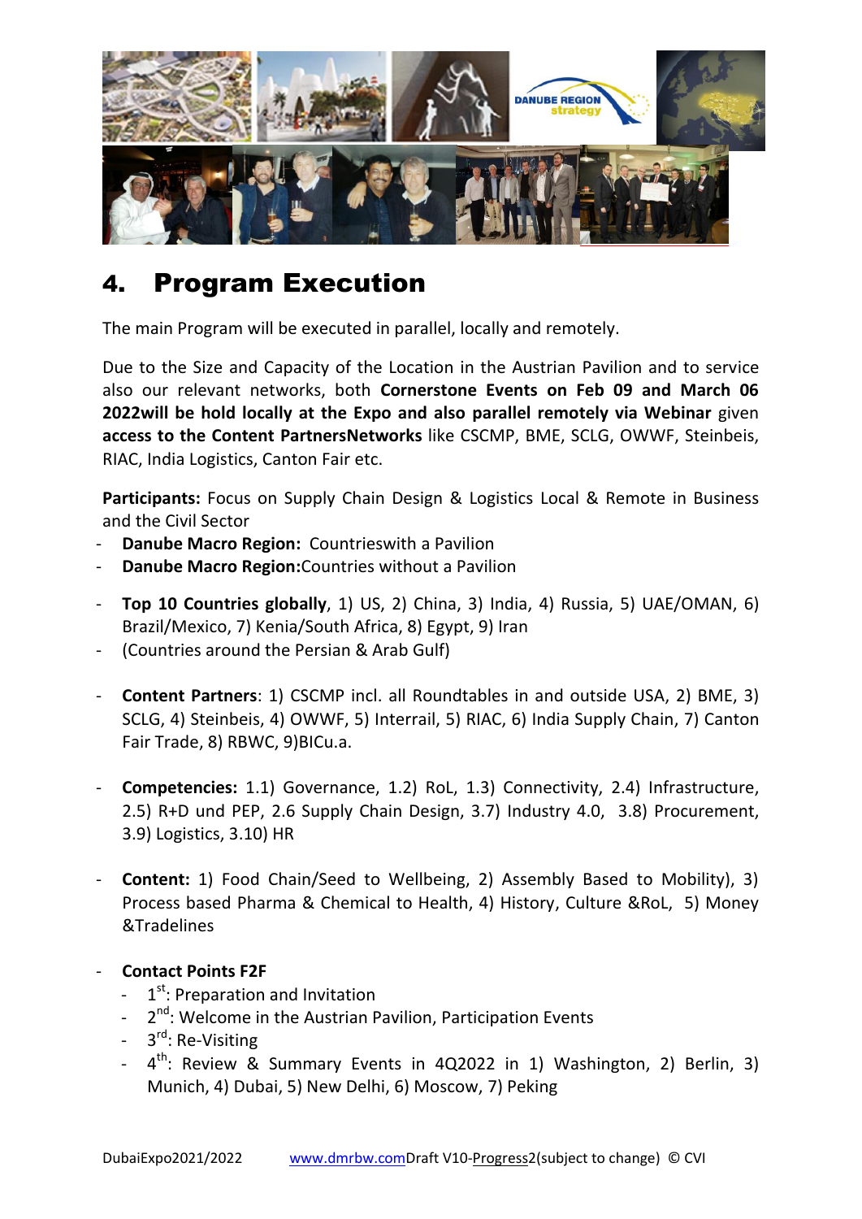# 4. Program Execution

The main Program will be executed in parallel, locally and remotely.

Due to the Size and Capacity of the Location in the Austrian Pavilion and to service also our relevant networks, both **Cornerstone Events on Feb 09 and March 06 2022will be hold locally at the Expo and also parallel remotely via Webinar** given **access to the Content PartnersNetworks** like CSCMP, BME, SCLG, OWWF, Steinbeis, RIAC, India Logistics, Canton Fair etc.

**Participants:** Focus on Supply Chain Design & Logistics Local & Remote in Business and the Civil Sector

- **Danube Macro Region:** Countrieswith a Pavilion
- **Danube Macro Region:**Countries without a Pavilion

- **Top 10 Countries globally**, 1) US, 2) China, 3) India, 4) Russia, 5) UAE/OMAN, 6) Brazil/Mexico, 7) Kenia/South Africa, 8) Egypt, 9) Iran
- (Countries around the Persian & Arab Gulf)

- **Content Partners**: 1) CSCMP incl. all Roundtables in and outside USA, 2) BME, 3) SCLG, 4) Steinbeis, 4) OWWF, 5) Interrail, 5) RIAC, 6) India Supply Chain, 7) Canton Fair Trade, 8) RBWC, 9)BICu.a.

- **Competencies:** 1.1) Governance, 1.2) RoL, 1.3) Connectivity, 2.4) Infrastructure, 2.5) R+D und PEP, 2.6 Supply Chain Design, 3.7) Industry 4.0, 3.8) Procurement, 3.9) Logistics, 3.10) HR

- **Content:** 1) Food Chain/Seed to Wellbeing, 2) Assembly Based to Mobility), 3) Process based Pharma & Chemical to Health, 4) History, Culture &RoL, 5) Money &Tradelines

- **Contact Points F2F**
  - 1st: Preparation and Invitation
  - 2nd: Welcome in the Austrian Pavilion, Participation Events
  - 3rd: Re-Visiting
  - 4th: Review & Summary Events in 4Q2022 in 1) Washington, 2) Berlin, 3) Munich, 4) Dubai, 5) New Delhi, 6) Moscow, 7) Peking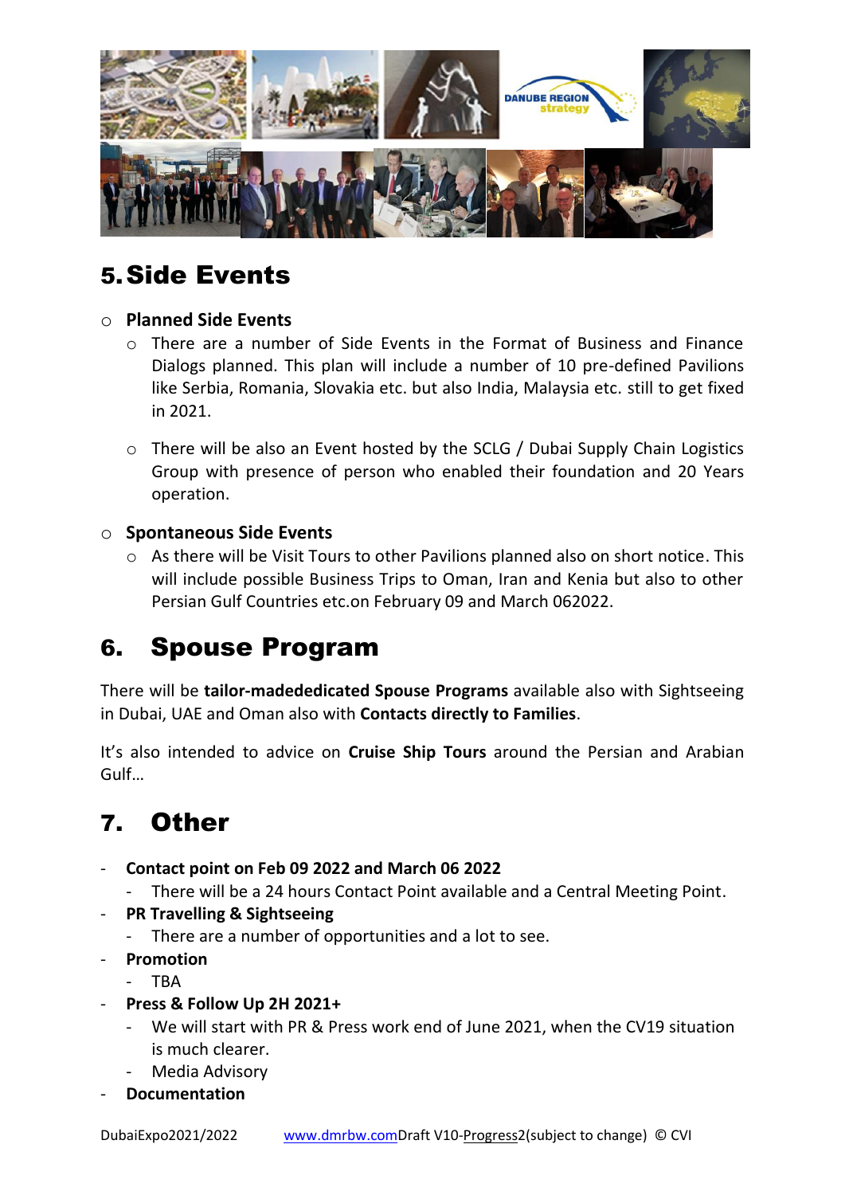## 5. Side Events

- **Planned Side Events**
  - There are a number of Side Events in the Format of Business and Finance Dialogs planned. This plan will include a number of 10 pre-defined Pavilions like Serbia, Romania, Slovakia etc. but also India, Malaysia etc. still to get fixed in 2021.
  - There will be also an Event hosted by the SCLG / Dubai Supply Chain Logistics Group with presence of person who enabled their foundation and 20 Years operation.
- **Spontaneous Side Events**
  - As there will be Visit Tours to other Pavilions planned also on short notice. This will include possible Business Trips to Oman, Iran and Kenia but also to other Persian Gulf Countries etc.on February 09 and March 062022.

## 6. Spouse Program

There will be **tailor-madededicated Spouse Programs** available also with Sightseeing in Dubai, UAE and Oman also with **Contacts directly to Families**.

It's also intended to advice on **Cruise Ship Tours** around the Persian and Arabian Gulf…

## 7. Other

- **Contact point on Feb 09 2022 and March 06 2022**
  - There will be a 24 hours Contact Point available and a Central Meeting Point.
- **PR Travelling & Sightseeing**
  - There are a number of opportunities and a lot to see.
- **Promotion**
  - TBA
- **Press & Follow Up 2H 2021+**
  - We will start with PR & Press work end of June 2021, when the CV19 situation is much clearer.
  - Media Advisory
- **Documentation**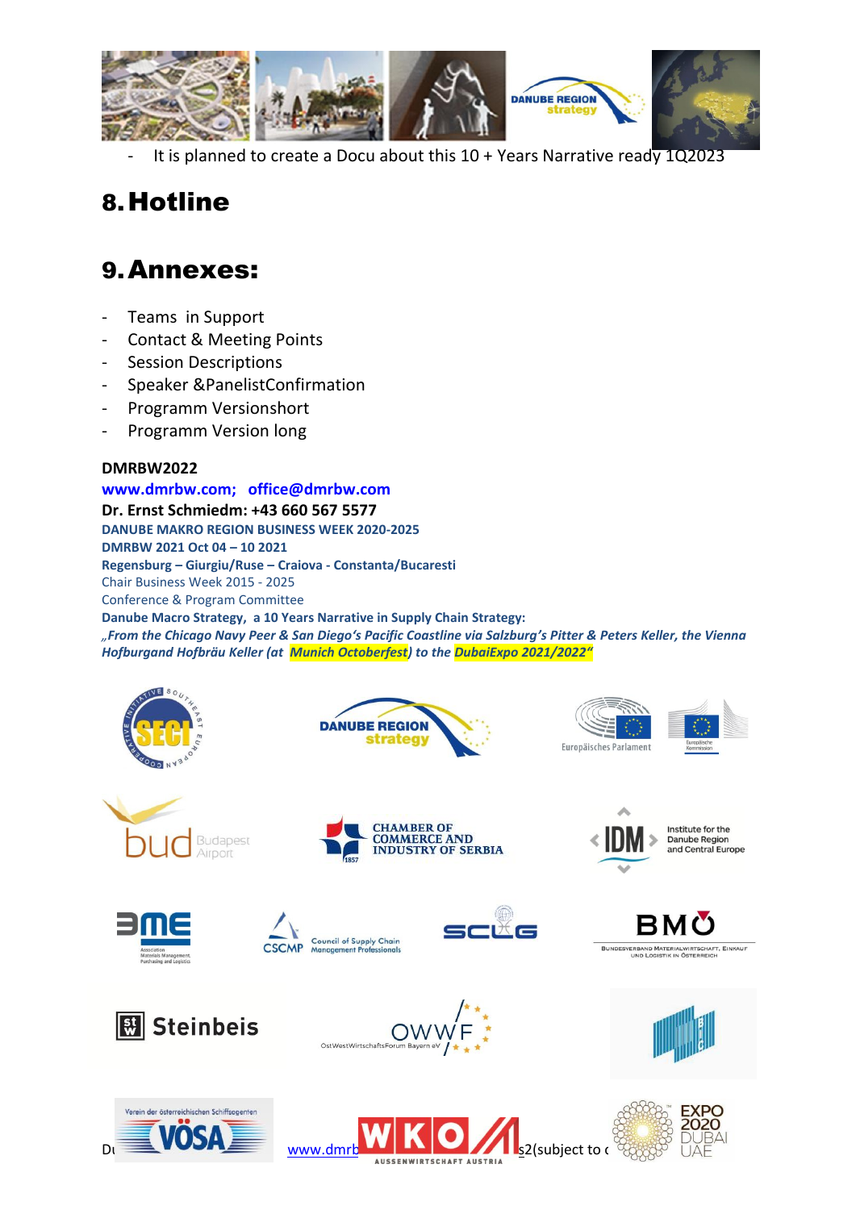- It is planned to create a Docu about this 10 + Years Narrative ready 1Q2023

# 8. Hotline

# 9. Annexes:

- Teams in Support
- Contact & Meeting Points
- Session Descriptions
- Speaker &PanelistConfirmation
- Programm Versionshort
- Programm Version long

**DMRBW2022**

**www.dmrbw.com; office@dmrbw.com**

**Dr. Ernst Schmiedm: +43 660 567 5577**

**DANUBE MAKRO REGION BUSINESS WEEK 2020-2025**

**DMRBW 2021 Oct 04 – 10 2021**

**Regensburg – Giurgiu/Ruse – Craiova - Constanta/Bucaresti**

Chair Business Week 2015 - 2025

Conference & Program Committee

**Danube Macro Strategy, a 10 Years Narrative in Supply Chain Strategy:**

***„From the Chicago Navy Peer & San Diego's Pacific Coastline via Salzburg's Pitter & Peters Keller, the Vienna Hofburgand Hofbräu Keller (at Munich Octoberfest) to the DubaiExpo 2021/2022"***

Di www.dmrb s2(subject to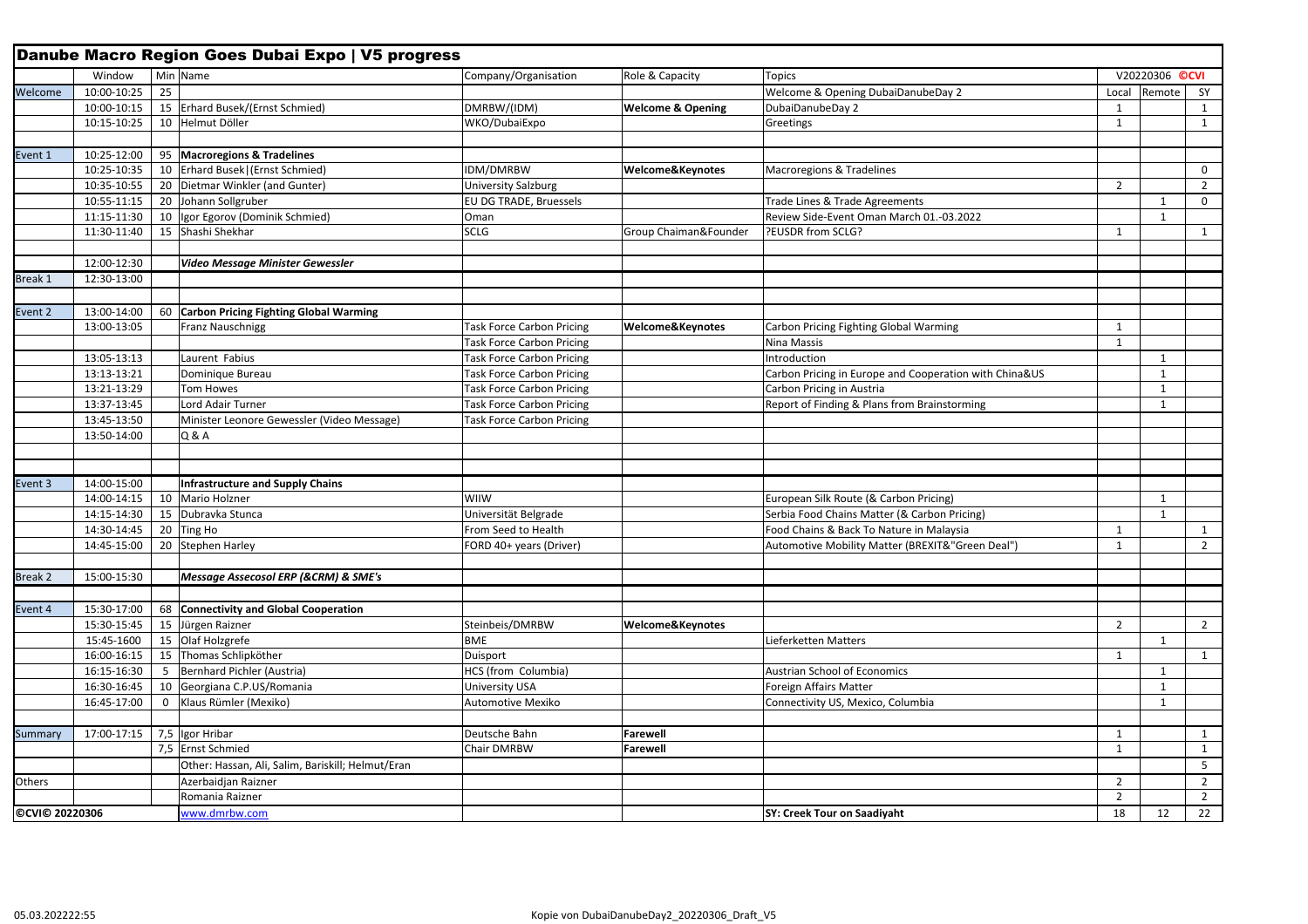## Danube Macro Region Goes Dubai Expo | V5 progress

| | Window | Min | Name | Company/Organisation | Role & Capacity | Topics | V20220306 | ©CVI | |
|---|---|---|---|---|---|---|---|---|---|
| Welcome | 10:00-10:25 | 25 | | | | Welcome & Opening DubaiDanubeDay 2 | Local | Remote | SY |
| | 10:00-10:15 | 15 | Erhard Busek/(Ernst Schmied) | DMRBW/(IDM) | **Welcome & Opening** | DubaiDanubeDay 2 | 1 | | 1 |
| | 10:15-10:25 | 10 | Helmut Döller | WKO/DubaiExpo | | Greetings | 1 | | 1 |
| | | | | | | | | | |
| Event 1 | 10:25-12:00 | 95 | **Macroregions & Tradelines** | | | | | | |
| | 10:25-10:35 | 10 | Erhard Busek\|(Ernst Schmied) | IDM/DMRBW | **Welcome&Keynotes** | Macroregions & Tradelines | | | 0 |
| | 10:35-10:55 | 20 | Dietmar Winkler (and Gunter) | University Salzburg | | | 2 | | 2 |
| | 10:55-11:15 | 20 | Johann Sollgruber | EU DG TRADE, Bruessels | | Trade Lines & Trade Agreements | | 1 | 0 |
| | 11:15-11:30 | 10 | Igor Egorov (Dominik Schmied) | Oman | | Review Side-Event Oman March 01.-03.2022 | | 1 | |
| | 11:30-11:40 | 15 | Shashi Shekhar | SCLG | Group Chaiman&Founder | ?EUSDR from SCLG? | 1 | | 1 |
| | | | | | | | | | |
| | 12:00-12:30 | | ***Video Message Minister Gewessler*** | | | | | | |
| Break 1 | 12:30-13:00 | | | | | | | | |
| | | | | | | | | | |
| Event 2 | 13:00-14:00 | 60 | **Carbon Pricing Fighting Global Warming** | | | | | | |
| | 13:00-13:05 | | Franz Nauschnigg | Task Force Carbon Pricing | **Welcome&Keynotes** | Carbon Pricing Fighting Global Warming | 1 | | |
| | | | | Task Force Carbon Pricing | | Nina Massis | 1 | | |
| | 13:05-13:13 | | Laurent Fabius | Task Force Carbon Pricing | | Introduction | | 1 | |
| | 13:13-13:21 | | Dominique Bureau | Task Force Carbon Pricing | | Carbon Pricing in Europe and Cooperation with China&US | | 1 | |
| | 13:21-13:29 | | Tom Howes | Task Force Carbon Pricing | | Carbon Pricing in Austria | | 1 | |
| | 13:37-13:45 | | Lord Adair Turner | Task Force Carbon Pricing | | Report of Finding & Plans from Brainstorming | | 1 | |
| | 13:45-13:50 | | Minister Leonore Gewessler (Video Message) | Task Force Carbon Pricing | | | | | |
| | 13:50-14:00 | | Q & A | | | | | | |
| | | | | | | | | | |
| | | | | | | | | | |
| Event 3 | 14:00-15:00 | | **Infrastructure and Supply Chains** | | | | | | |
| | 14:00-14:15 | 10 | Mario Holzner | WIIW | | European Silk Route (& Carbon Pricing) | | 1 | |
| | 14:15-14:30 | 15 | Dubravka Stunca | Universität Belgrade | | Serbia Food Chains Matter (& Carbon Pricing) | | 1 | |
| | 14:30-14:45 | 20 | Ting Ho | From Seed to Health | | Food Chains & Back To Nature in Malaysia | 1 | | 1 |
| | 14:45-15:00 | 20 | Stephen Harley | FORD 40+ years (Driver) | | Automotive Mobility Matter (BREXIT&"Green Deal") | 1 | | 2 |
| | | | | | | | | | |
| Break 2 | 15:00-15:30 | | ***Message Assecosol ERP (&CRM) & SME's*** | | | | | | |
| | | | | | | | | | |
| Event 4 | 15:30-17:00 | 68 | **Connectivity and Global Cooperation** | | | | | | |
| | 15:30-15:45 | 15 | Jürgen Raizner | Steinbeis/DMRBW | **Welcome&Keynotes** | | 2 | | 2 |
| | 15:45-1600 | 15 | Olaf Holzgrefe | BME | | Lieferketten Matters | | 1 | |
| | 16:00-16:15 | 15 | Thomas Schlipköther | Duisport | | | 1 | | 1 |
| | 16:15-16:30 | 5 | Bernhard Pichler (Austria) | HCS (from Columbia) | | Austrian School of Economics | | 1 | |
| | 16:30-16:45 | 10 | Georgiana C.P.US/Romania | University USA | | Foreign Affairs Matter | | 1 | |
| | 16:45-17:00 | 0 | Klaus Rümler (Mexiko) | Automotive Mexiko | | Connectivity US, Mexico, Columbia | | 1 | |
| | | | | | | | | | |
| Summary | 17:00-17:15 | 7,5 | Igor Hribar | Deutsche Bahn | **Farewell** | | 1 | | 1 |
| | | 7,5 | Ernst Schmied | Chair DMRBW | **Farewell** | | 1 | | 1 |
| | | | Other: Hassan, Ali, Salim, Bariskill; Helmut/Eran | | | | | | 5 |
| Others | | | Azerbaidjan Raizner | | | | 2 | | 2 |
| | | | Romania Raizner | | | | 2 | | 2 |
| **©CVI© 20220306** | | | www.dmrbw.com | | | **SY: Creek Tour on Saadiyaht** | 18 | 12 | 22 |